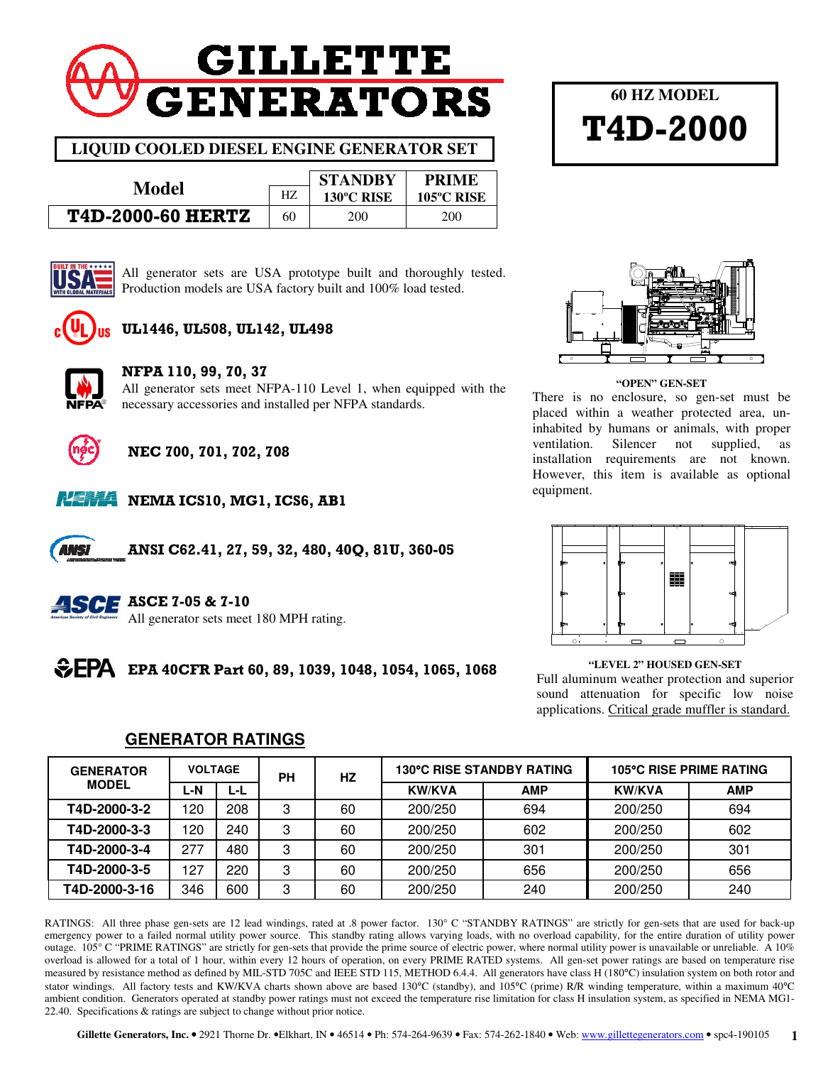# GILLETTE GENERATORS

**60 HZ MODEL**

# T4D-2000

**LIQUID COOLED DIESEL ENGINE GENERATOR SET**

| Model | HZ | STANDBY 130ºC RISE | PRIME 105ºC RISE |
|---|---|---|---|
| **T4D-2000-60 HERTZ** | 60 | 200 | 200 |

All generator sets are USA prototype built and thoroughly tested. Production models are USA factory built and 100% load tested.

**UL1446, UL508, UL142, UL498**

**NFPA 110, 99, 70, 37**
All generator sets meet NFPA-110 Level 1, when equipped with the necessary accessories and installed per NFPA standards.

**NEC 700, 701, 702, 708**

**NEMA ICS10, MG1, ICS6, AB1**

**ANSI C62.41, 27, 59, 32, 480, 40Q, 81U, 360-05**

**ASCE 7-05 & 7-10**
All generator sets meet 180 MPH rating.

**EPA 40CFR Part 60, 89, 1039, 1048, 1054, 1065, 1068**

**"OPEN" GEN-SET**
There is no enclosure, so gen-set must be placed within a weather protected area, uninhabited by humans or animals, with proper ventilation. Silencer not supplied, as installation requirements are not known. However, this item is available as optional equipment.

**"LEVEL 2" HOUSED GEN-SET**
Full aluminum weather protection and superior sound attenuation for specific low noise applications. Critical grade muffler is standard.

## GENERATOR RATINGS

| GENERATOR MODEL | VOLTAGE | | PH | HZ | 130°C RISE STANDBY RATING | | 105°C RISE PRIME RATING | |
|---|---|---|---|---|---|---|---|---|
| | L-N | L-L | | | KW/KVA | AMP | KW/KVA | AMP |
| T4D-2000-3-2 | 120 | 208 | 3 | 60 | 200/250 | 694 | 200/250 | 694 |
| T4D-2000-3-3 | 120 | 240 | 3 | 60 | 200/250 | 602 | 200/250 | 602 |
| T4D-2000-3-4 | 277 | 480 | 3 | 60 | 200/250 | 301 | 200/250 | 301 |
| T4D-2000-3-5 | 127 | 220 | 3 | 60 | 200/250 | 656 | 200/250 | 656 |
| T4D-2000-3-16 | 346 | 600 | 3 | 60 | 200/250 | 240 | 200/250 | 240 |

RATINGS: All three phase gen-sets are 12 lead windings, rated at .8 power factor. 130° C "STANDBY RATINGS" are strictly for gen-sets that are used for back-up emergency power to a failed normal utility power source. This standby rating allows varying loads, with no overload capability, for the entire duration of utility power outage. 105° C "PRIME RATINGS" are strictly for gen-sets that provide the prime source of electric power, where normal utility power is unavailable or unreliable. A 10% overload is allowed for a total of 1 hour, within every 12 hours of operation, on every PRIME RATED systems. All gen-set power ratings are based on temperature rise measured by resistance method as defined by MIL-STD 705C and IEEE STD 115, METHOD 6.4.4. All generators have class H (180°C) insulation system on both rotor and stator windings. All factory tests and KW/KVA charts shown above are based 130°C (standby), and 105°C (prime) R/R winding temperature, within a maximum 40°C ambient condition. Generators operated at standby power ratings must not exceed the temperature rise limitation for class H insulation system, as specified in NEMA MG1-22.40. Specifications & ratings are subject to change without prior notice.

**Gillette Generators, Inc.** • 2921 Thorne Dr. •Elkhart, IN • 46514 • Ph: 574-264-9639 • Fax: 574-262-1840 • Web: www.gillettegenerators.com • spc4-190105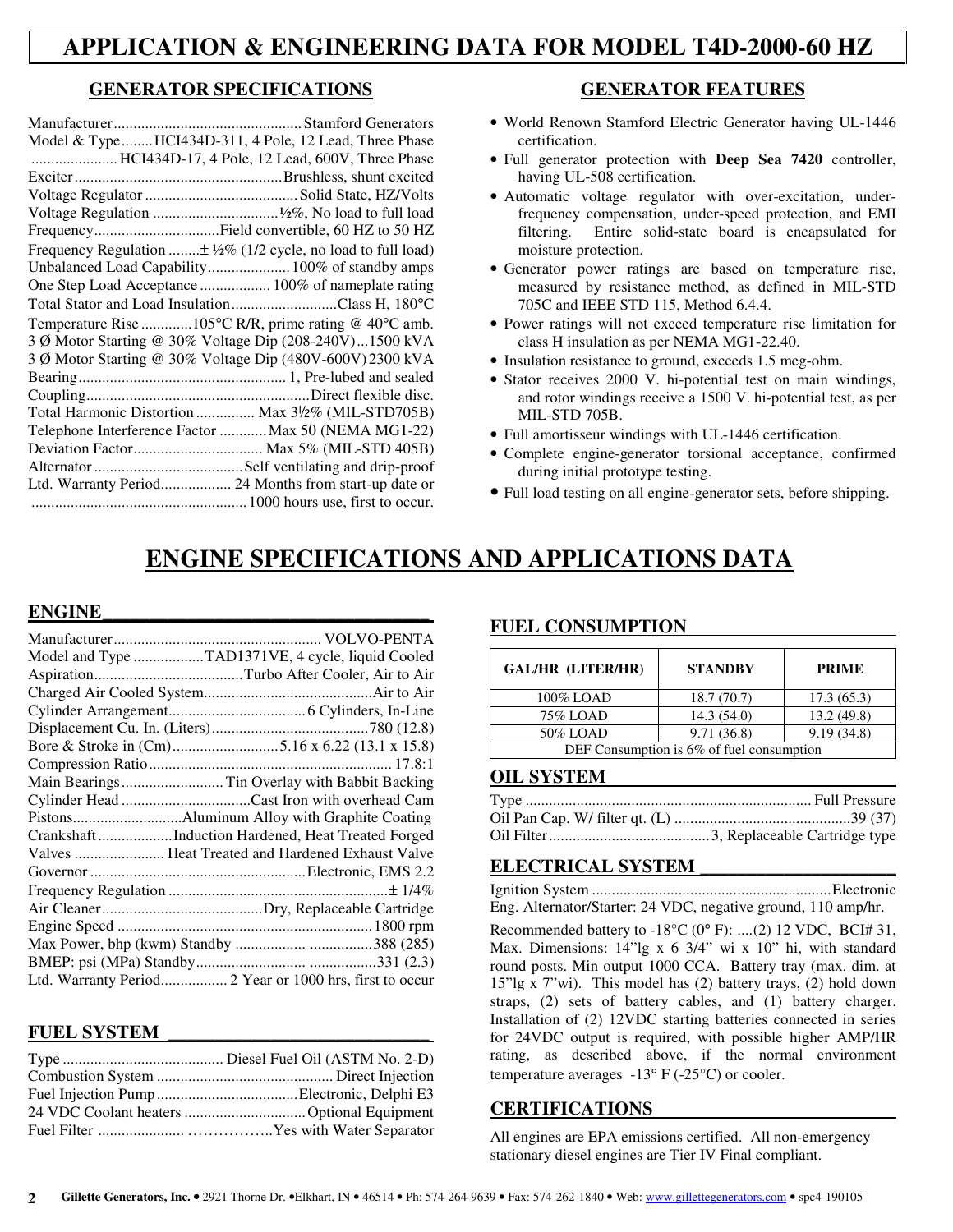# APPLICATION & ENGINEERING DATA FOR MODEL T4D-2000-60 HZ

## GENERATOR SPECIFICATIONS

Manufacturer................................................Stamford Generators
Model & Type........HCI434D-311, 4 Pole, 12 Lead, Three Phase
......................HCI434D-17, 4 Pole, 12 Lead, 600V, Three Phase
Exciter....................................................Brushless, shunt excited
Voltage Regulator.......................................Solid State, HZ/Volts
Voltage Regulation ................................½%, No load to full load
Frequency................................Field convertible, 60 HZ to 50 HZ
Frequency Regulation ........± ½% (1/2 cycle, no load to full load)
Unbalanced Load Capability.....................100% of standby amps
One Step Load Acceptance ..................100% of nameplate rating
Total Stator and Load Insulation...........................Class H, 180°C
Temperature Rise .............105°C R/R, prime rating @ 40°C amb.
3 Ø Motor Starting @ 30% Voltage Dip (208-240V)...1500 kVA
3 Ø Motor Starting @ 30% Voltage Dip (480V-600V) 2300 kVA
Bearing.................................................... 1, Pre-lubed and sealed
Coupling.........................................................Direct flexible disc.
Total Harmonic Distortion ............... Max 3½% (MIL-STD705B)
Telephone Interference Factor ............Max 50 (NEMA MG1-22)
Deviation Factor................................. Max 5% (MIL-STD 405B)
Alternator ......................................Self ventilating and drip-proof
Ltd. Warranty Period.................. 24 Months from start-up date or
.......................................................1000 hours use, first to occur.

## GENERATOR FEATURES

- World Renown Stamford Electric Generator having UL-1446 certification.
- Full generator protection with **Deep Sea 7420** controller, having UL-508 certification.
- Automatic voltage regulator with over-excitation, under-frequency compensation, under-speed protection, and EMI filtering. Entire solid-state board is encapsulated for moisture protection.
- Generator power ratings are based on temperature rise, measured by resistance method, as defined in MIL-STD 705C and IEEE STD 115, Method 6.4.4.
- Power ratings will not exceed temperature rise limitation for class H insulation as per NEMA MG1-22.40.
- Insulation resistance to ground, exceeds 1.5 meg-ohm.
- Stator receives 2000 V. hi-potential test on main windings, and rotor windings receive a 1500 V. hi-potential test, as per MIL-STD 705B.
- Full amortisseur windings with UL-1446 certification.
- Complete engine-generator torsional acceptance, confirmed during initial prototype testing.
- Full load testing on all engine-generator sets, before shipping.

# ENGINE SPECIFICATIONS AND APPLICATIONS DATA

## ENGINE

Manufacturer.................................................... VOLVO-PENTA
Model and Type ..................TAD1371VE, 4 cycle, liquid Cooled
Aspiration......................................Turbo After Cooler, Air to Air
Charged Air Cooled System...........................................Air to Air
Cylinder Arrangement.................................. 6 Cylinders, In-Line
Displacement Cu. In. (Liters)........................................780 (12.8)
Bore & Stroke in (Cm)...........................5.16 x 6.22 (13.1 x 15.8)
Compression Ratio............................................................. 17.8:1
Main Bearings..........................Tin Overlay with Babbit Backing
Cylinder Head .................................Cast Iron with overhead Cam
Pistons...........................Aluminum Alloy with Graphite Coating
Crankshaft...................Induction Hardened, Heat Treated Forged
Valves ....................... Heat Treated and Hardened Exhaust Valve
Governor ......................................................Electronic, EMS 2.2
Frequency Regulation .......................................................± 1/4%
Air Cleaner.........................................Dry, Replaceable Cartridge
Engine Speed ................................................................1800 rpm
Max Power, bhp (kwm) Standby ................. ................388 (285)
BMEP: psi (MPa) Standby............................ .................331 (2.3)
Ltd. Warranty Period................. 2 Year or 1000 hrs, first to occur

## FUEL SYSTEM

Type ......................................... Diesel Fuel Oil (ASTM No. 2-D)
Combustion System ............................................ Direct Injection
Fuel Injection Pump....................................Electronic, Delphi E3
24 VDC Coolant heaters ...............................Optional Equipment
Fuel Filter ..................... ……………..Yes with Water Separator

## FUEL CONSUMPTION

| GAL/HR (LITER/HR) | STANDBY | PRIME |
|---|---|---|
| 100% LOAD | 18.7 (70.7) | 17.3 (65.3) |
| 75% LOAD | 14.3 (54.0) | 13.2 (49.8) |
| 50% LOAD | 9.71 (36.8) | 9.19 (34.8) |
| DEF Consumption is 6% of fuel consumption | | |

## OIL SYSTEM

Type ........................................................................ Full Pressure
Oil Pan Cap. W/ filter qt. (L) .............................................39 (37)
Oil Filter.........................................3, Replaceable Cartridge type

## ELECTRICAL SYSTEM

Ignition System .............................................................Electronic
Eng. Alternator/Starter: 24 VDC, negative ground, 110 amp/hr.

Recommended battery to -18°C (0° F): ....(2) 12 VDC, BCI# 31, Max. Dimensions: 14"lg x 6 3/4" wi x 10" hi, with standard round posts. Min output 1000 CCA. Battery tray (max. dim. at 15"lg x 7"wi). This model has (2) battery trays, (2) hold down straps, (2) sets of battery cables, and (1) battery charger. Installation of (2) 12VDC starting batteries connected in series for 24VDC output is required, with possible higher AMP/HR rating, as described above, if the normal environment temperature averages -13° F (-25°C) or cooler.

## CERTIFICATIONS

All engines are EPA emissions certified. All non-emergency stationary diesel engines are Tier IV Final compliant.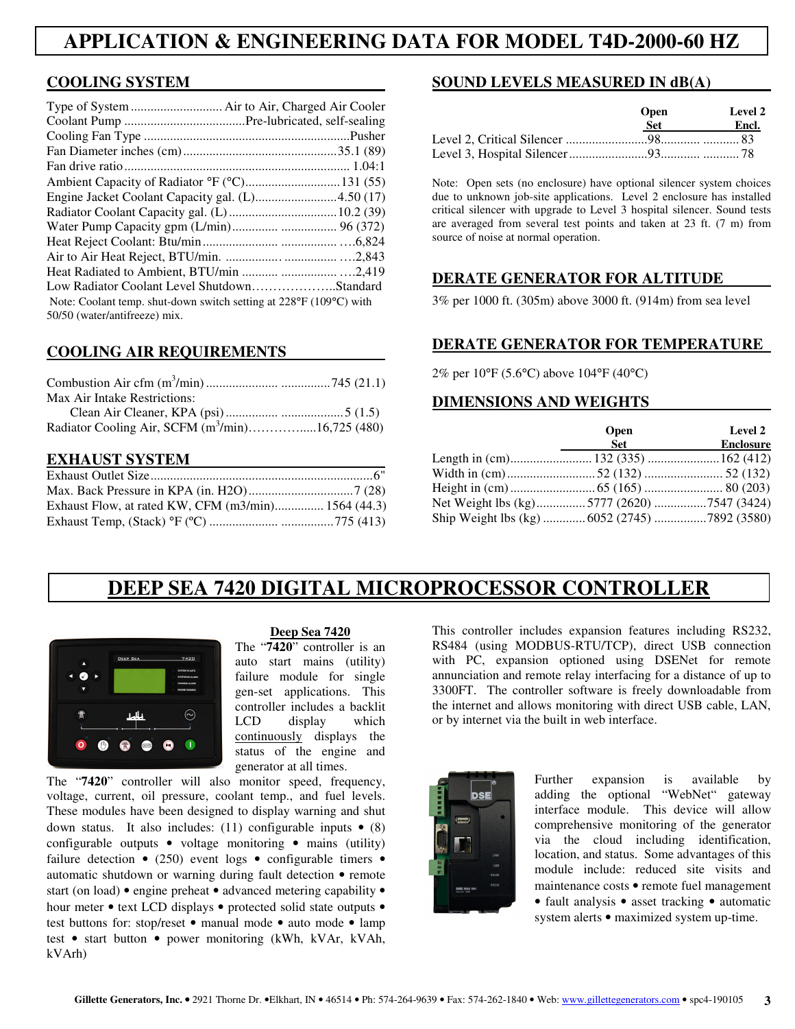# APPLICATION & ENGINEERING DATA FOR MODEL T4D-2000-60 HZ

## COOLING SYSTEM

Type of System ............................ Air to Air, Charged Air Cooler
Coolant Pump .....................................Pre-lubricated, self-sealing
Cooling Fan Type ..............................................................Pusher
Fan Diameter inches (cm)...............................................35.1 (89)
Fan drive ratio..................................................................... 1.04:1
Ambient Capacity of Radiator °F (°C).............................131 (55)
Engine Jacket Coolant Capacity gal. (L).........................4.50 (17)
Radiator Coolant Capacity gal. (L) .................................10.2 (39)
Water Pump Capacity gpm (L/min).............. ................ 96 (372)
Heat Reject Coolant: Btu/min....................... ................. ….6,824
Air to Air Heat Reject, BTU/min. ................. ................ ….2,843
Heat Radiated to Ambient, BTU/min ........... ................. ….2,419
Low Radiator Coolant Level Shutdown………………..Standard

Note: Coolant temp. shut-down switch setting at 228°F (109°C) with 50/50 (water/antifreeze) mix.

## COOLING AIR REQUIREMENTS

Combustion Air cfm ($m^3$/min) ..................... ...............745 (21.1)
Max Air Intake Restrictions:
Clean Air Cleaner, KPA (psi) ................ ...................5 (1.5)
Radiator Cooling Air, SCFM ($m^3$/min)…………......16,725 (480)

## EXHAUST SYSTEM

Exhaust Outlet Size....................................................................6"
Max. Back Pressure in KPA (in. H2O)................................7 (28)
Exhaust Flow, at rated KW, CFM (m3/min)............... 1564 (44.3)
Exhaust Temp, (Stack) °F (ºC) ..................... ................775 (413)

## SOUND LEVELS MEASURED IN dB(A)

| | Open Set | Level 2 Encl. |
|---|---|---|
| Level 2, Critical Silencer | 98 | 83 |
| Level 3, Hospital Silencer | 93 | 78 |

Note: Open sets (no enclosure) have optional silencer system choices due to unknown job-site applications. Level 2 enclosure has installed critical silencer with upgrade to Level 3 hospital silencer. Sound tests are averaged from several test points and taken at 23 ft. (7 m) from source of noise at normal operation.

## DERATE GENERATOR FOR ALTITUDE

3% per 1000 ft. (305m) above 3000 ft. (914m) from sea level

## DERATE GENERATOR FOR TEMPERATURE

2% per 10°F (5.6°C) above 104°F (40°C)

## DIMENSIONS AND WEIGHTS

| | Open Set | Level 2 Enclosure |
|---|---|---|
| Length in (cm) | 132 (335) | 162 (412) |
| Width in (cm) | 52 (132) | 52 (132) |
| Height in (cm) | 65 (165) | 80 (203) |
| Net Weight lbs (kg) | 5777 (2620) | 7547 (3424) |
| Ship Weight lbs (kg) | 6052 (2745) | 7892 (3580) |

# DEEP SEA 7420 DIGITAL MICROPROCESSOR CONTROLLER

### Deep Sea 7420

The "**7420**" controller is an auto start mains (utility) failure module for single gen-set applications. This controller includes a backlit LCD display which continuously displays the status of the engine and generator at all times.

The "**7420**" controller will also monitor speed, frequency, voltage, current, oil pressure, coolant temp., and fuel levels. These modules have been designed to display warning and shut down status. It also includes: (11) configurable inputs • (8) configurable outputs • voltage monitoring • mains (utility) failure detection • (250) event logs • configurable timers • automatic shutdown or warning during fault detection • remote start (on load) • engine preheat • advanced metering capability • hour meter • text LCD displays • protected solid state outputs • test buttons for: stop/reset • manual mode • auto mode • lamp test • start button • power monitoring (kWh, kVAr, kVAh, kVArh)

This controller includes expansion features including RS232, RS484 (using MODBUS-RTU/TCP), direct USB connection with PC, expansion optioned using DSENet for remote annunciation and remote relay interfacing for a distance of up to 3300FT. The controller software is freely downloadable from the internet and allows monitoring with direct USB cable, LAN, or by internet via the built in web interface.

Further expansion is available by adding the optional "WebNet" gateway interface module. This device will allow comprehensive monitoring of the generator via the cloud including identification, location, and status. Some advantages of this module include: reduced site visits and maintenance costs • remote fuel management • fault analysis • asset tracking • automatic system alerts • maximized system up-time.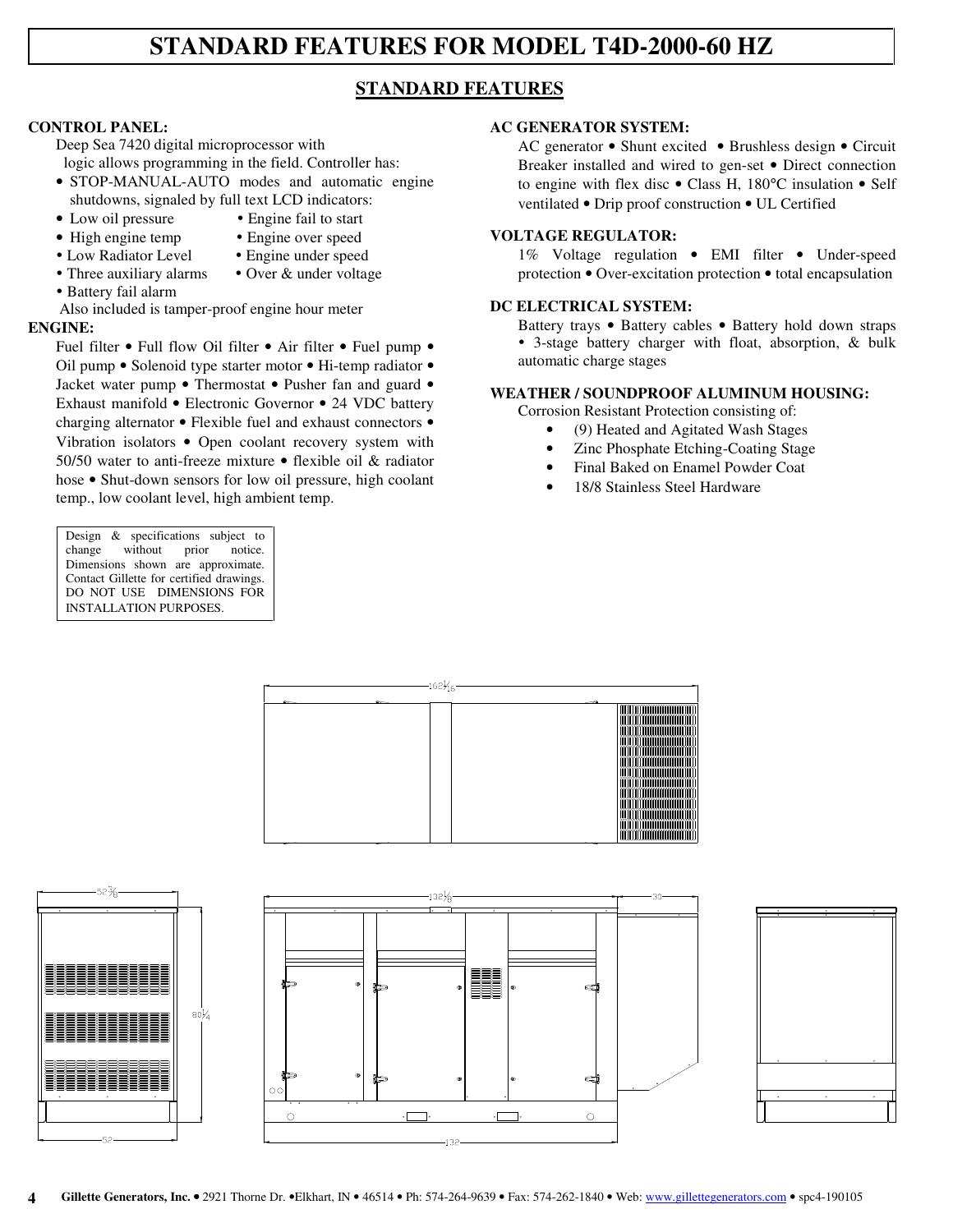# STANDARD FEATURES FOR MODEL T4D-2000-60 HZ

## STANDARD FEATURES

**CONTROL PANEL:**

Deep Sea 7420 digital microprocessor with logic allows programming in the field. Controller has:

- STOP-MANUAL-AUTO modes and automatic engine shutdowns, signaled by full text LCD indicators:
- Low oil pressure
- Engine fail to start
- High engine temp
- Engine over speed
- Low Radiator Level
- Engine under speed
- Three auxiliary alarms
- Over & under voltage
- Battery fail alarm

Also included is tamper-proof engine hour meter

**ENGINE:**

Fuel filter • Full flow Oil filter • Air filter • Fuel pump • Oil pump • Solenoid type starter motor • Hi-temp radiator • Jacket water pump • Thermostat • Pusher fan and guard • Exhaust manifold • Electronic Governor • 24 VDC battery charging alternator • Flexible fuel and exhaust connectors • Vibration isolators • Open coolant recovery system with 50/50 water to anti-freeze mixture • flexible oil & radiator hose • Shut-down sensors for low oil pressure, high coolant temp., low coolant level, high ambient temp.

Design & specifications subject to change without prior notice. Dimensions shown are approximate. Contact Gillette for certified drawings. DO NOT USE DIMENSIONS FOR INSTALLATION PURPOSES.

**AC GENERATOR SYSTEM:**

AC generator • Shunt excited • Brushless design • Circuit Breaker installed and wired to gen-set • Direct connection to engine with flex disc • Class H, 180°C insulation • Self ventilated • Drip proof construction • UL Certified

**VOLTAGE REGULATOR:**

1% Voltage regulation • EMI filter • Under-speed protection • Over-excitation protection • total encapsulation

**DC ELECTRICAL SYSTEM:**

Battery trays • Battery cables • Battery hold down straps • 3-stage battery charger with float, absorption, & bulk automatic charge stages

**WEATHER / SOUNDPROOF ALUMINUM HOUSING:**

Corrosion Resistant Protection consisting of:

- (9) Heated and Agitated Wash Stages
- Zinc Phosphate Etching-Coating Stage
- Final Baked on Enamel Powder Coat
- 18/8 Stainless Steel Hardware

162 1/16

52 5/8

80 1/4

52

132 1/8

30

132

Gillette Generators, Inc. • 2921 Thorne Dr. •Elkhart, IN • 46514 • Ph: 574-264-9639 • Fax: 574-262-1840 • Web: www.gillettegenerators.com • spc4-190105